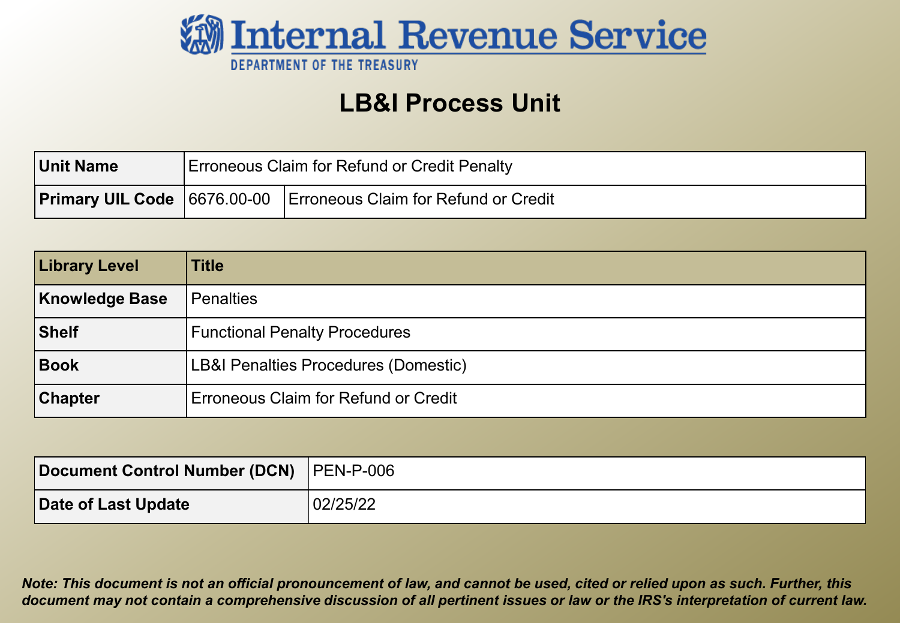# Internal Revenue Service

DEPARTMENT OF THE TREASURY

## LB&I Process Unit

| Unit Name | Erroneous Claim for Refund or Credit Penalty | |
|---|---|---|
| Primary UIL Code | 6676.00-00 | Erroneous Claim for Refund or Credit |

| Library Level | Title |
|---|---|
| Knowledge Base | Penalties |
| Shelf | Functional Penalty Procedures |
| Book | LB&I Penalties Procedures (Domestic) |
| Chapter | Erroneous Claim for Refund or Credit |

| Document Control Number (DCN) | PEN-P-006 |
|---|---|
| Date of Last Update | 02/25/22 |

***Note: This document is not an official pronouncement of law, and cannot be used, cited or relied upon as such. Further, this document may not contain a comprehensive discussion of all pertinent issues or law or the IRS's interpretation of current law.***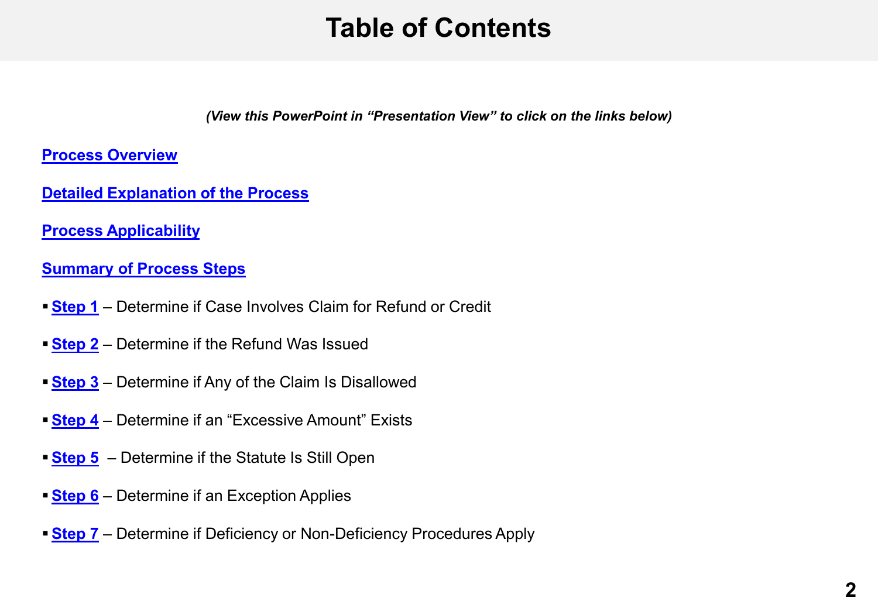# Table of Contents

*(View this PowerPoint in "Presentation View" to click on the links below)*

**Process Overview**

**Detailed Explanation of the Process**

**Process Applicability**

**Summary of Process Steps**

- **Step 1** – Determine if Case Involves Claim for Refund or Credit
- **Step 2** – Determine if the Refund Was Issued
- **Step 3** – Determine if Any of the Claim Is Disallowed
- **Step 4** – Determine if an "Excessive Amount" Exists
- **Step 5** – Determine if the Statute Is Still Open
- **Step 6** – Determine if an Exception Applies
- **Step 7** – Determine if Deficiency or Non-Deficiency Procedures Apply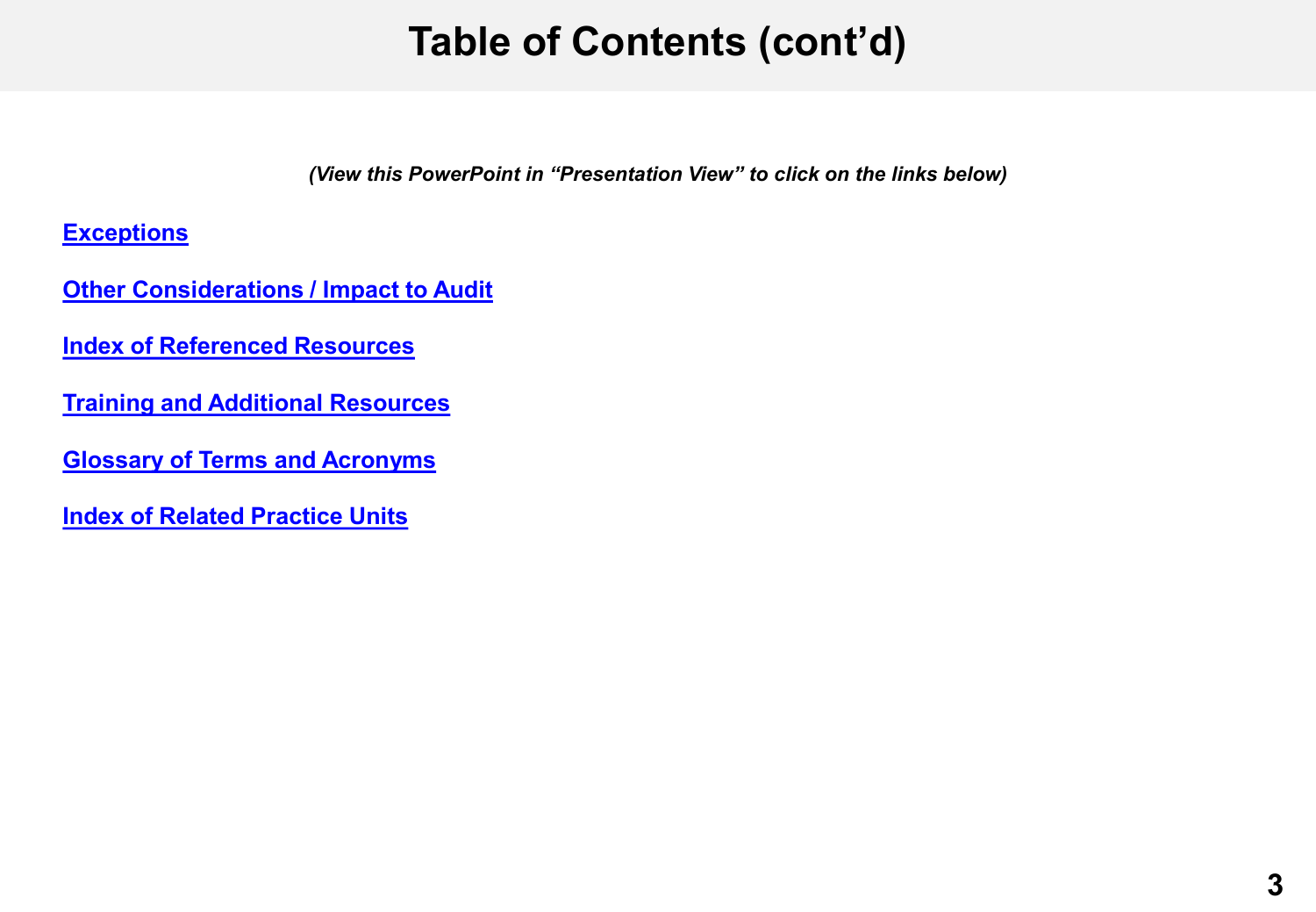# Table of Contents (cont'd)

***(View this PowerPoint in "Presentation View" to click on the links below)***

**Exceptions**

**Other Considerations / Impact to Audit**

**Index of Referenced Resources**

**Training and Additional Resources**

**Glossary of Terms and Acronyms**

**Index of Related Practice Units**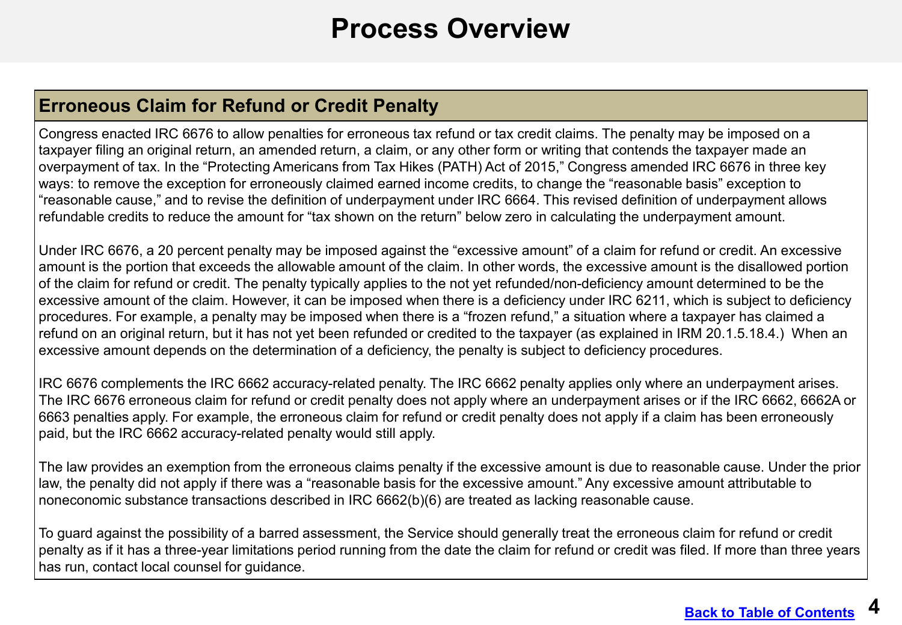# Process Overview

## Erroneous Claim for Refund or Credit Penalty

Congress enacted IRC 6676 to allow penalties for erroneous tax refund or tax credit claims. The penalty may be imposed on a taxpayer filing an original return, an amended return, a claim, or any other form or writing that contends the taxpayer made an overpayment of tax. In the "Protecting Americans from Tax Hikes (PATH) Act of 2015," Congress amended IRC 6676 in three key ways: to remove the exception for erroneously claimed earned income credits, to change the "reasonable basis" exception to "reasonable cause," and to revise the definition of underpayment under IRC 6664. This revised definition of underpayment allows refundable credits to reduce the amount for "tax shown on the return" below zero in calculating the underpayment amount.

Under IRC 6676, a 20 percent penalty may be imposed against the "excessive amount" of a claim for refund or credit. An excessive amount is the portion that exceeds the allowable amount of the claim. In other words, the excessive amount is the disallowed portion of the claim for refund or credit. The penalty typically applies to the not yet refunded/non-deficiency amount determined to be the excessive amount of the claim. However, it can be imposed when there is a deficiency under IRC 6211, which is subject to deficiency procedures. For example, a penalty may be imposed when there is a "frozen refund," a situation where a taxpayer has claimed a refund on an original return, but it has not yet been refunded or credited to the taxpayer (as explained in IRM 20.1.5.18.4.) When an excessive amount depends on the determination of a deficiency, the penalty is subject to deficiency procedures.

IRC 6676 complements the IRC 6662 accuracy-related penalty. The IRC 6662 penalty applies only where an underpayment arises. The IRC 6676 erroneous claim for refund or credit penalty does not apply where an underpayment arises or if the IRC 6662, 6662A or 6663 penalties apply. For example, the erroneous claim for refund or credit penalty does not apply if a claim has been erroneously paid, but the IRC 6662 accuracy-related penalty would still apply.

The law provides an exemption from the erroneous claims penalty if the excessive amount is due to reasonable cause. Under the prior law, the penalty did not apply if there was a "reasonable basis for the excessive amount." Any excessive amount attributable to noneconomic substance transactions described in IRC 6662(b)(6) are treated as lacking reasonable cause.

To guard against the possibility of a barred assessment, the Service should generally treat the erroneous claim for refund or credit penalty as if it has a three-year limitations period running from the date the claim for refund or credit was filed. If more than three years has run, contact local counsel for guidance.

Back to Table of Contents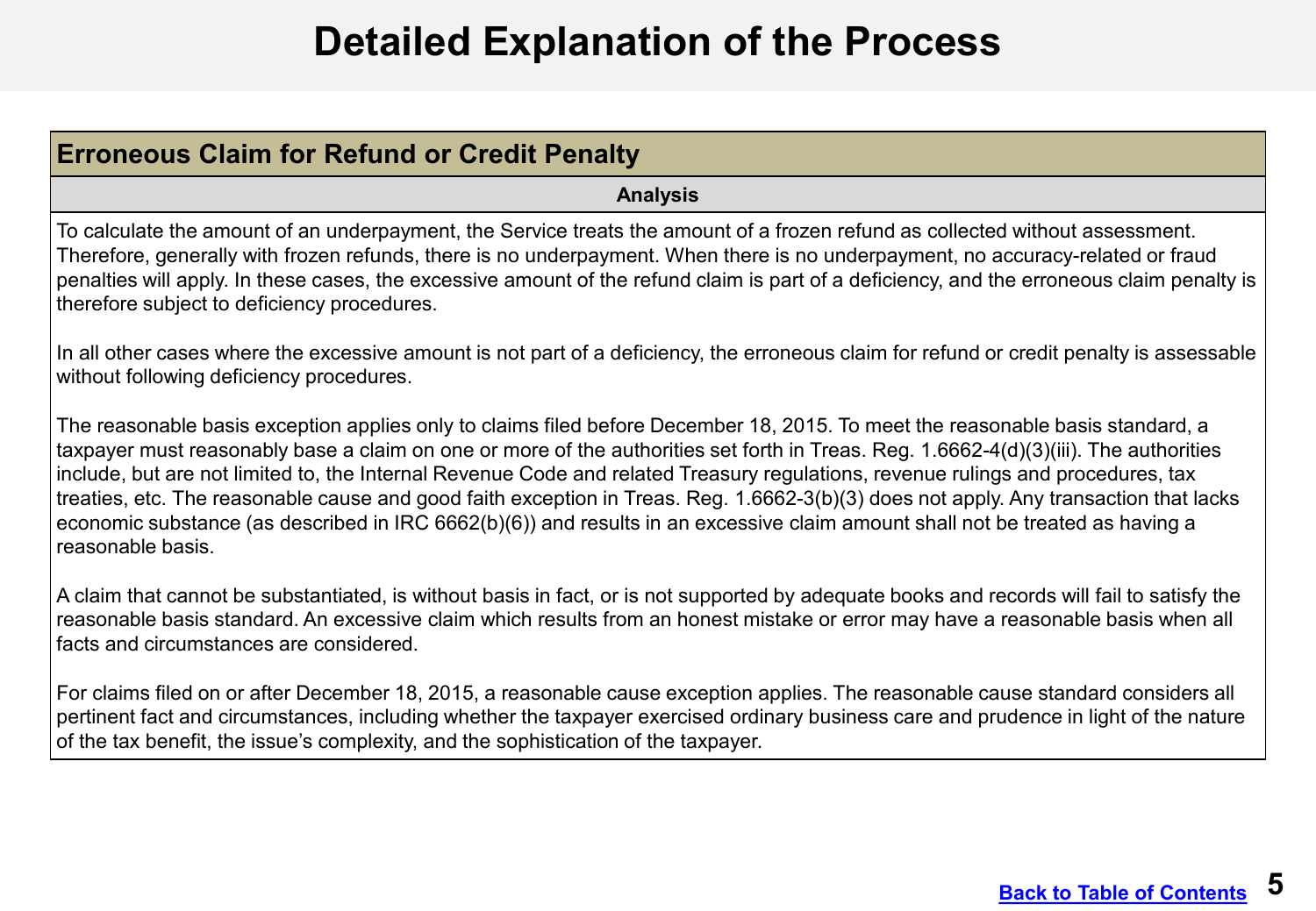# Detailed Explanation of the Process

## Erroneous Claim for Refund or Credit Penalty

### Analysis

To calculate the amount of an underpayment, the Service treats the amount of a frozen refund as collected without assessment. Therefore, generally with frozen refunds, there is no underpayment. When there is no underpayment, no accuracy-related or fraud penalties will apply. In these cases, the excessive amount of the refund claim is part of a deficiency, and the erroneous claim penalty is therefore subject to deficiency procedures.

In all other cases where the excessive amount is not part of a deficiency, the erroneous claim for refund or credit penalty is assessable without following deficiency procedures.

The reasonable basis exception applies only to claims filed before December 18, 2015. To meet the reasonable basis standard, a taxpayer must reasonably base a claim on one or more of the authorities set forth in Treas. Reg. 1.6662-4(d)(3)(iii). The authorities include, but are not limited to, the Internal Revenue Code and related Treasury regulations, revenue rulings and procedures, tax treaties, etc. The reasonable cause and good faith exception in Treas. Reg. 1.6662-3(b)(3) does not apply. Any transaction that lacks economic substance (as described in IRC 6662(b)(6)) and results in an excessive claim amount shall not be treated as having a reasonable basis.

A claim that cannot be substantiated, is without basis in fact, or is not supported by adequate books and records will fail to satisfy the reasonable basis standard. An excessive claim which results from an honest mistake or error may have a reasonable basis when all facts and circumstances are considered.

For claims filed on or after December 18, 2015, a reasonable cause exception applies. The reasonable cause standard considers all pertinent fact and circumstances, including whether the taxpayer exercised ordinary business care and prudence in light of the nature of the tax benefit, the issue's complexity, and the sophistication of the taxpayer.

[Back to Table of Contents]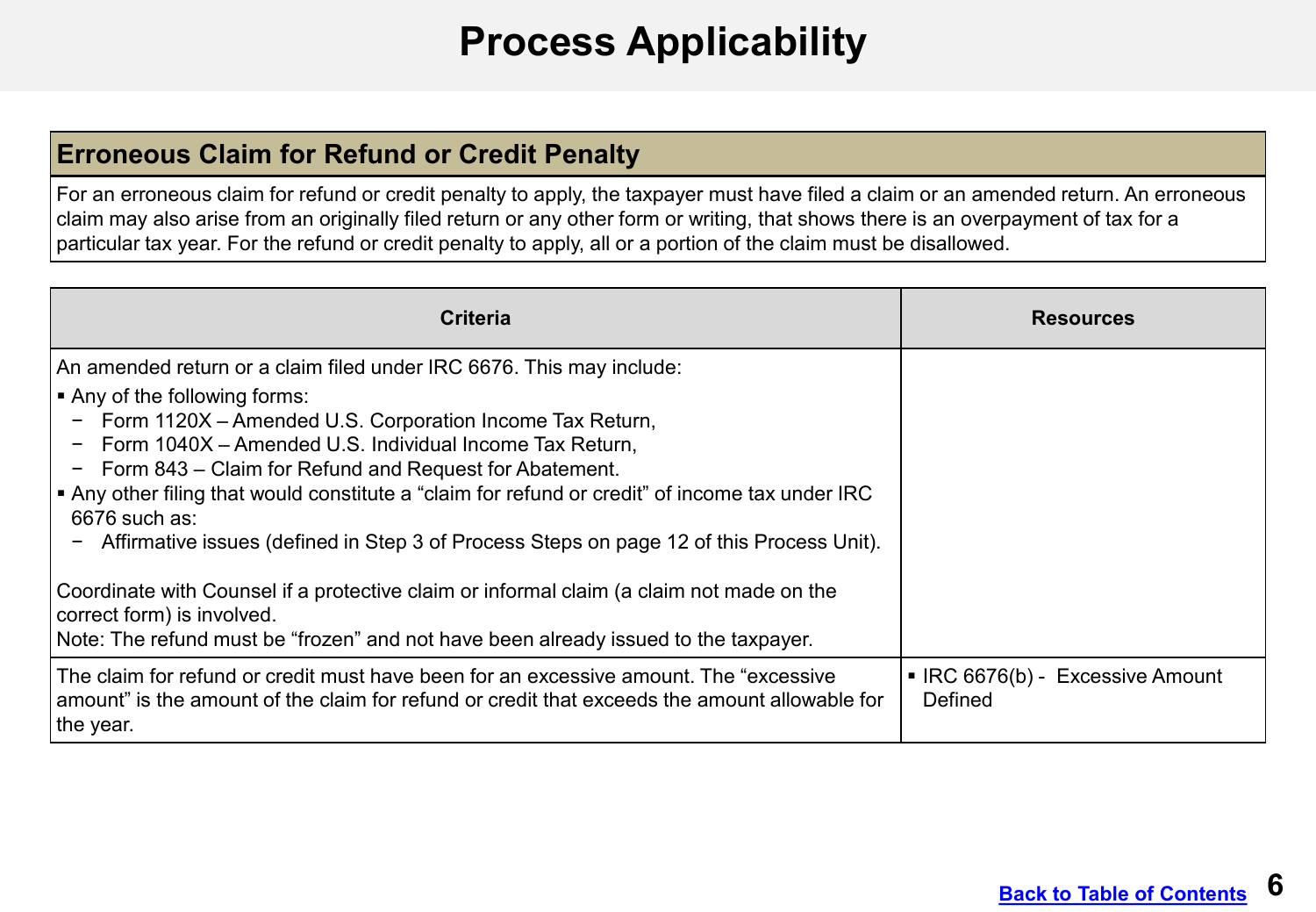# Process Applicability

## Erroneous Claim for Refund or Credit Penalty

For an erroneous claim for refund or credit penalty to apply, the taxpayer must have filed a claim or an amended return. An erroneous claim may also arise from an originally filed return or any other form or writing, that shows there is an overpayment of tax for a particular tax year. For the refund or credit penalty to apply, all or a portion of the claim must be disallowed.

| Criteria | Resources |
|---|---|
| An amended return or a claim filed under IRC 6676. This may include:<br>▪ Any of the following forms:<br>− Form 1120X – Amended U.S. Corporation Income Tax Return,<br>− Form 1040X – Amended U.S. Individual Income Tax Return,<br>− Form 843 – Claim for Refund and Request for Abatement.<br>▪ Any other filing that would constitute a "claim for refund or credit" of income tax under IRC 6676 such as:<br>− Affirmative issues (defined in Step 3 of Process Steps on page 12 of this Process Unit).<br><br>Coordinate with Counsel if a protective claim or informal claim (a claim not made on the correct form) is involved.<br>Note: The refund must be "frozen" and not have been already issued to the taxpayer. | |
| The claim for refund or credit must have been for an excessive amount. The "excessive amount" is the amount of the claim for refund or credit that exceeds the amount allowable for the year. | ▪ IRC 6676(b) - Excessive Amount Defined |

Back to Table of Contents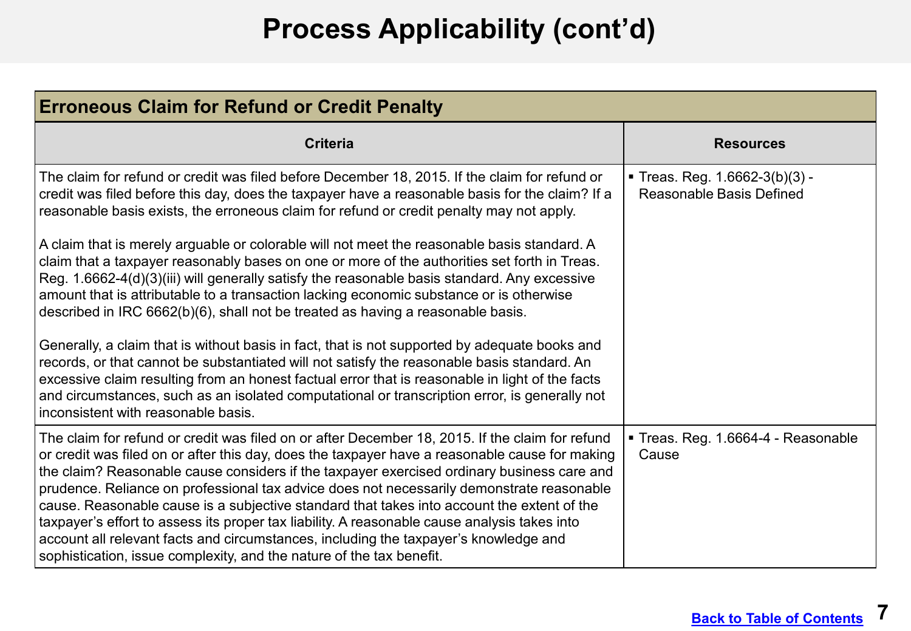# Process Applicability (cont'd)

| Erroneous Claim for Refund or Credit Penalty | |
|---|---|
| **Criteria** | **Resources** |
| The claim for refund or credit was filed before December 18, 2015. If the claim for refund or credit was filed before this day, does the taxpayer have a reasonable basis for the claim? If a reasonable basis exists, the erroneous claim for refund or credit penalty may not apply.<br><br>A claim that is merely arguable or colorable will not meet the reasonable basis standard. A claim that a taxpayer reasonably bases on one or more of the authorities set forth in Treas. Reg. 1.6662-4(d)(3)(iii) will generally satisfy the reasonable basis standard. Any excessive amount that is attributable to a transaction lacking economic substance or is otherwise described in IRC 6662(b)(6), shall not be treated as having a reasonable basis.<br><br>Generally, a claim that is without basis in fact, that is not supported by adequate books and records, or that cannot be substantiated will not satisfy the reasonable basis standard. An excessive claim resulting from an honest factual error that is reasonable in light of the facts and circumstances, such as an isolated computational or transcription error, is generally not inconsistent with reasonable basis. | ▪ Treas. Reg. 1.6662-3(b)(3) - Reasonable Basis Defined |
| The claim for refund or credit was filed on or after December 18, 2015. If the claim for refund or credit was filed on or after this day, does the taxpayer have a reasonable cause for making the claim? Reasonable cause considers if the taxpayer exercised ordinary business care and prudence. Reliance on professional tax advice does not necessarily demonstrate reasonable cause. Reasonable cause is a subjective standard that takes into account the extent of the taxpayer's effort to assess its proper tax liability. A reasonable cause analysis takes into account all relevant facts and circumstances, including the taxpayer's knowledge and sophistication, issue complexity, and the nature of the tax benefit. | ▪ Treas. Reg. 1.6664-4 - Reasonable Cause |

Back to Table of Contents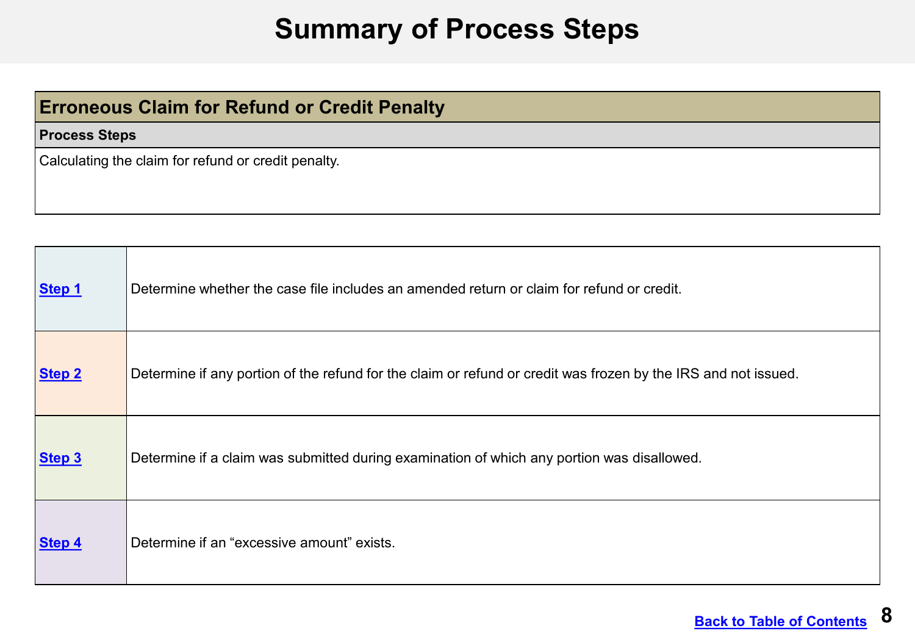# Summary of Process Steps

| Erroneous Claim for Refund or Credit Penalty |
|---|
| **Process Steps** |
| Calculating the claim for refund or credit penalty. |

| | |
|---|---|
| **Step 1** | Determine whether the case file includes an amended return or claim for refund or credit. |
| **Step 2** | Determine if any portion of the refund for the claim or refund or credit was frozen by the IRS and not issued. |
| **Step 3** | Determine if a claim was submitted during examination of which any portion was disallowed. |
| **Step 4** | Determine if an “excessive amount” exists. |

Back to Table of Contents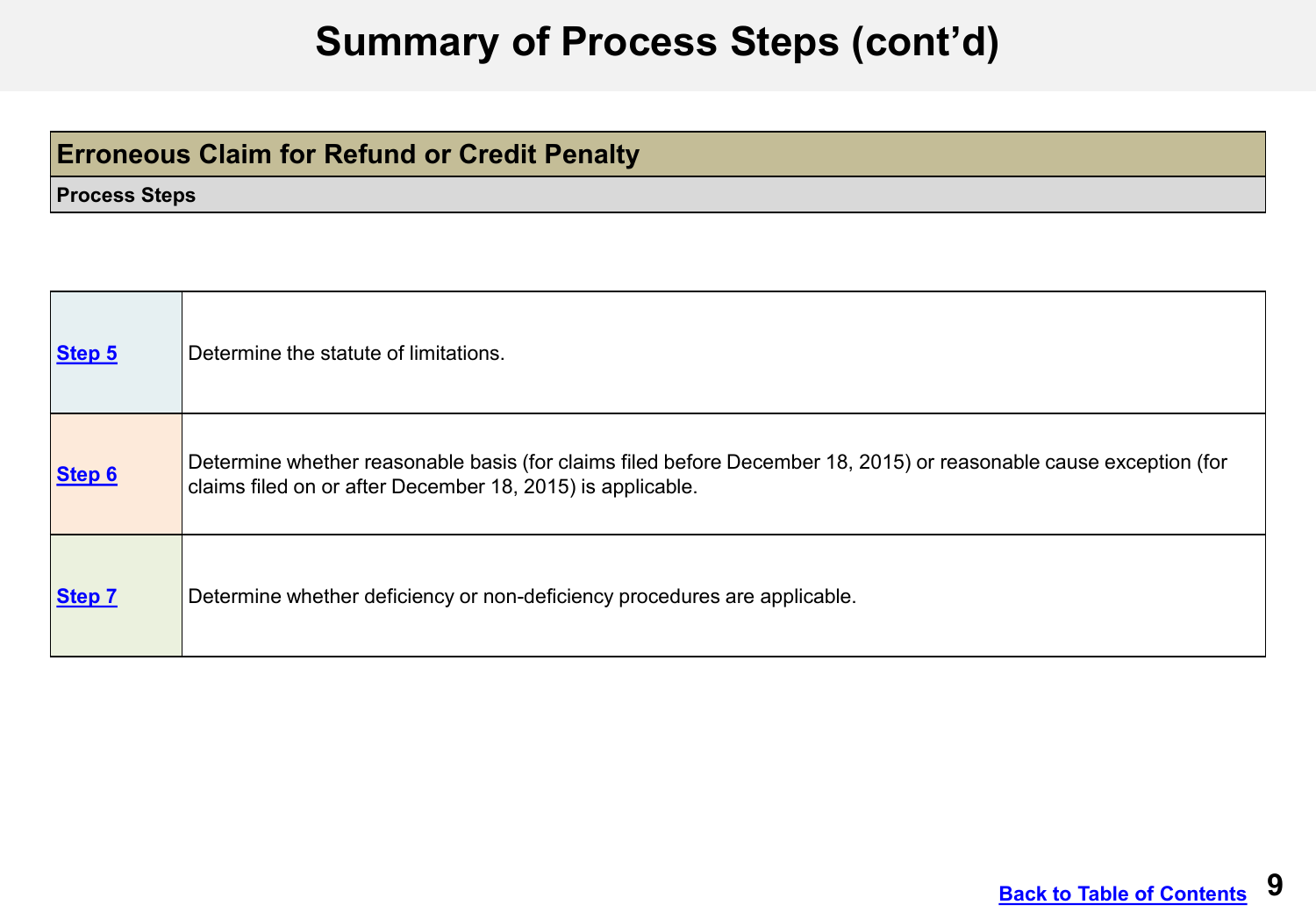# Summary of Process Steps (cont'd)

| Erroneous Claim for Refund or Credit Penalty |
|---|
| **Process Steps** |

| | |
|---|---|
| **Step 5** | Determine the statute of limitations. |
| **Step 6** | Determine whether reasonable basis (for claims filed before December 18, 2015) or reasonable cause exception (for claims filed on or after December 18, 2015) is applicable. |
| **Step 7** | Determine whether deficiency or non-deficiency procedures are applicable. |

Back to Table of Contents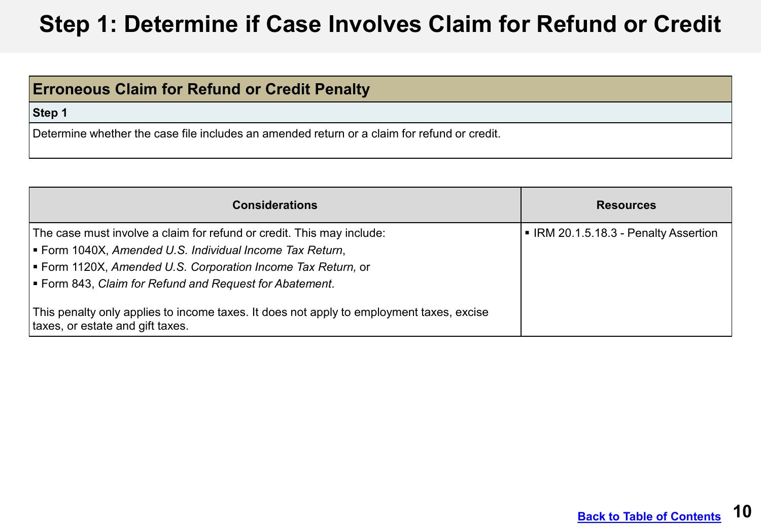# Step 1: Determine if Case Involves Claim for Refund or Credit

| **Erroneous Claim for Refund or Credit Penalty** |
|---|
| **Step 1** |
| Determine whether the case file includes an amended return or a claim for refund or credit. |

| Considerations | Resources |
|---|---|
| The case must involve a claim for refund or credit. This may include:<br>▪ Form 1040X, *Amended U.S. Individual Income Tax Return*,<br>▪ Form 1120X, *Amended U.S. Corporation Income Tax Return,* or<br>▪ Form 843, *Claim for Refund and Request for Abatement*.<br><br>This penalty only applies to income taxes. It does not apply to employment taxes, excise taxes, or estate and gift taxes. | ▪ IRM 20.1.5.18.3 - Penalty Assertion |

[Back to Table of Contents]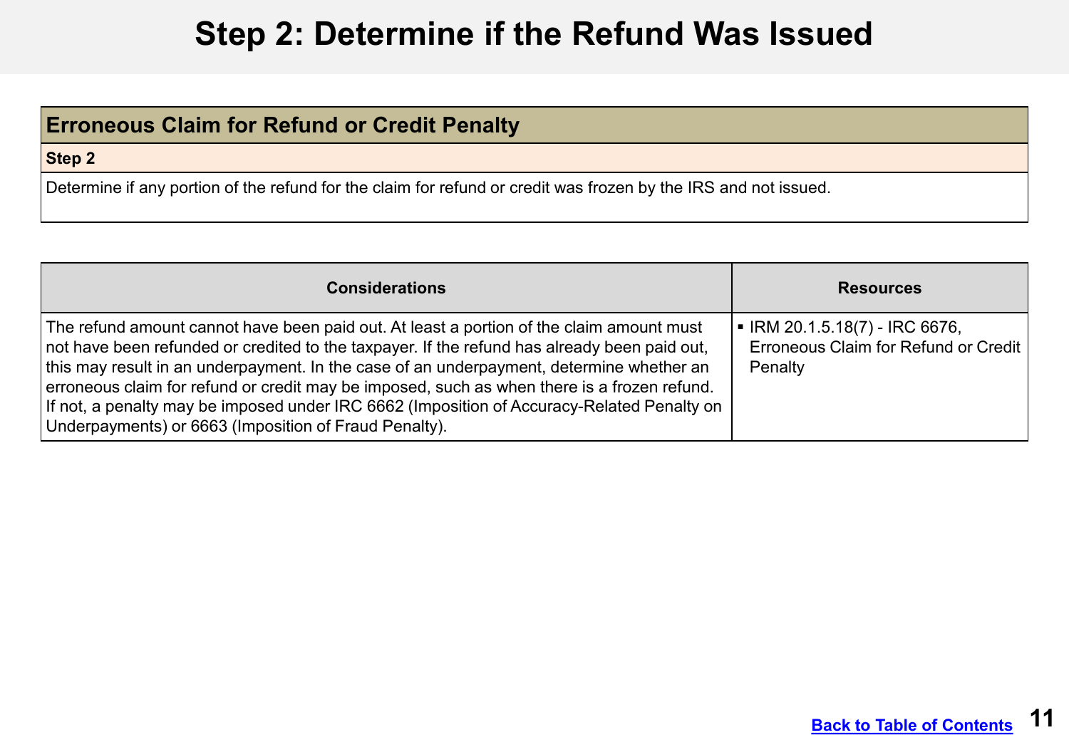# Step 2: Determine if the Refund Was Issued

| Erroneous Claim for Refund or Credit Penalty |
|---|
| **Step 2** |
| Determine if any portion of the refund for the claim for refund or credit was frozen by the IRS and not issued. |

| Considerations | Resources |
|---|---|
| The refund amount cannot have been paid out. At least a portion of the claim amount must not have been refunded or credited to the taxpayer. If the refund has already been paid out, this may result in an underpayment. In the case of an underpayment, determine whether an erroneous claim for refund or credit may be imposed, such as when there is a frozen refund. If not, a penalty may be imposed under IRC 6662 (Imposition of Accuracy-Related Penalty on Underpayments) or 6663 (Imposition of Fraud Penalty). | ▪ IRM 20.1.5.18(7) - IRC 6676, Erroneous Claim for Refund or Credit Penalty |

Back to Table of Contents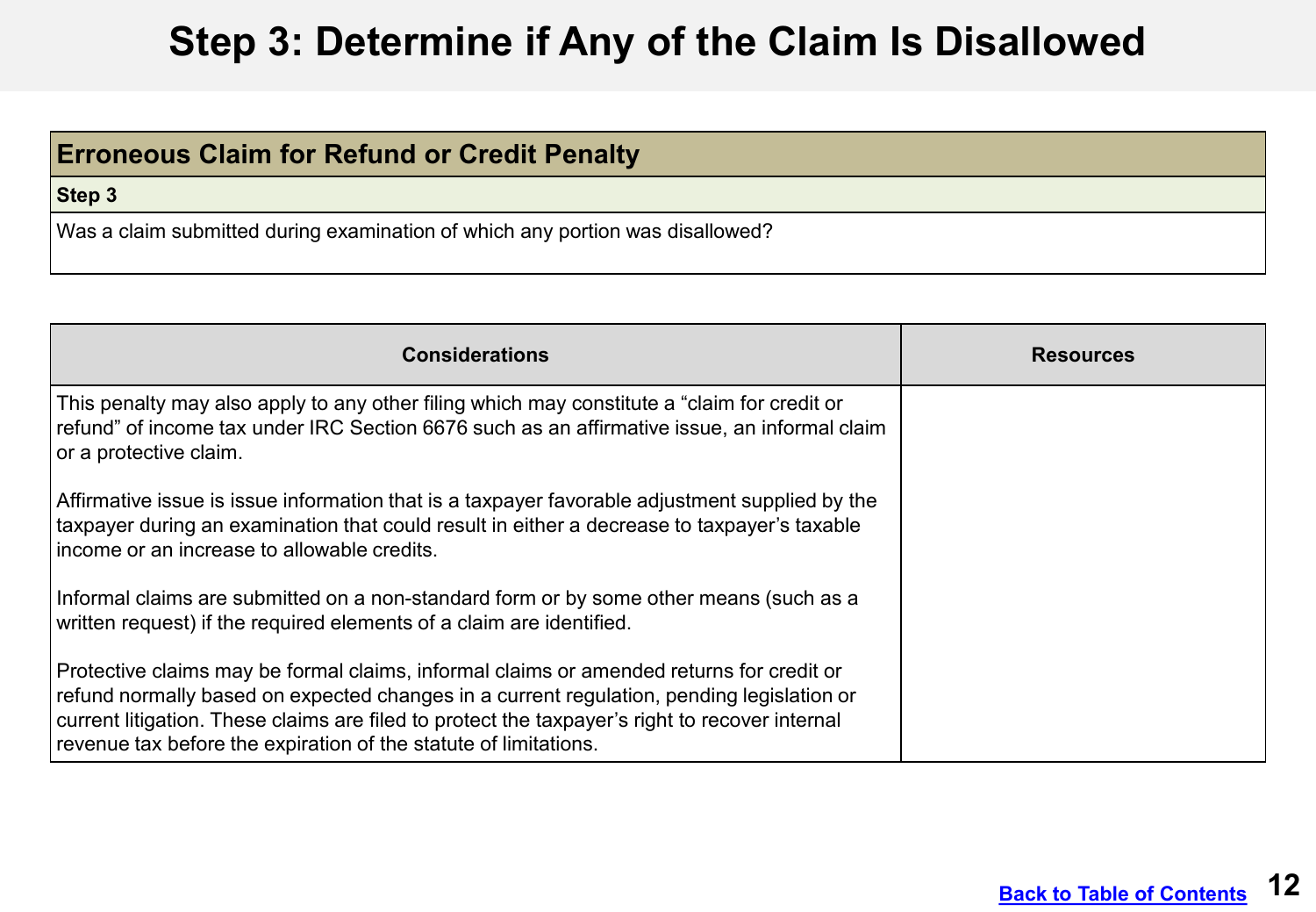# Step 3: Determine if Any of the Claim Is Disallowed

| Erroneous Claim for Refund or Credit Penalty |
|---|
| **Step 3** |
| Was a claim submitted during examination of which any portion was disallowed? |

| Considerations | Resources |
|---|---|
| This penalty may also apply to any other filing which may constitute a "claim for credit or refund" of income tax under IRC Section 6676 such as an affirmative issue, an informal claim or a protective claim.<br><br>Affirmative issue is issue information that is a taxpayer favorable adjustment supplied by the taxpayer during an examination that could result in either a decrease to taxpayer's taxable income or an increase to allowable credits.<br><br>Informal claims are submitted on a non-standard form or by some other means (such as a written request) if the required elements of a claim are identified.<br><br>Protective claims may be formal claims, informal claims or amended returns for credit or refund normally based on expected changes in a current regulation, pending legislation or current litigation. These claims are filed to protect the taxpayer's right to recover internal revenue tax before the expiration of the statute of limitations. | |

[Back to Table of Contents](#)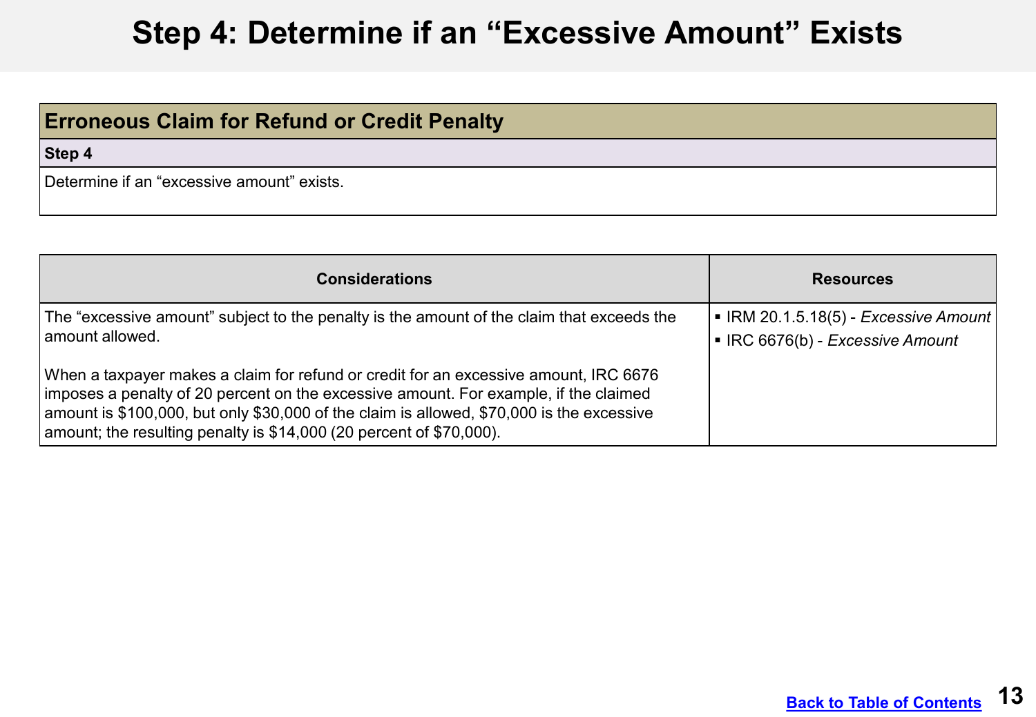# Step 4: Determine if an "Excessive Amount" Exists

| **Erroneous Claim for Refund or Credit Penalty** |
| --- |
| **Step 4** |
| Determine if an "excessive amount" exists. |

| Considerations | Resources |
| --- | --- |
| The "excessive amount" subject to the penalty is the amount of the claim that exceeds the amount allowed.<br><br>When a taxpayer makes a claim for refund or credit for an excessive amount, IRC 6676 imposes a penalty of 20 percent on the excessive amount. For example, if the claimed amount is $100,000, but only $30,000 of the claim is allowed, $70,000 is the excessive amount; the resulting penalty is $14,000 (20 percent of $70,000). | ▪ IRM 20.1.5.18(5) - *Excessive Amount*<br>▪ IRC 6676(b) - *Excessive Amount* |

[Back to Table of Contents]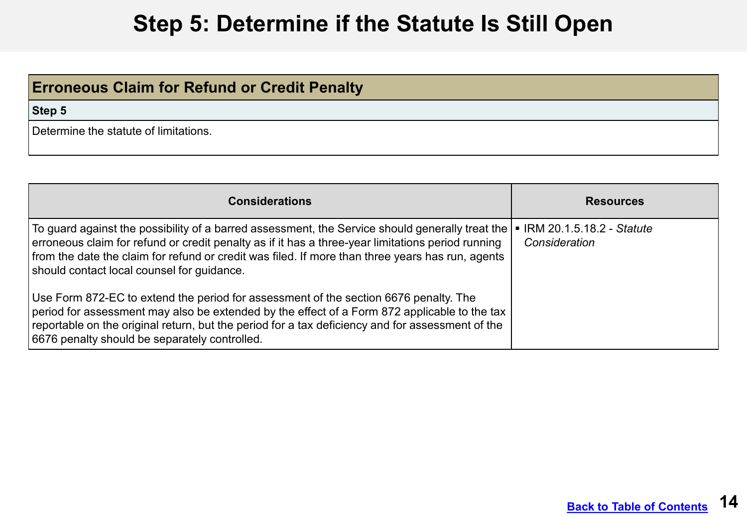# Step 5: Determine if the Statute Is Still Open

| Erroneous Claim for Refund or Credit Penalty |
|---|
| **Step 5** |
| Determine the statute of limitations. |

| Considerations | Resources |
|---|---|
| To guard against the possibility of a barred assessment, the Service should generally treat the erroneous claim for refund or credit penalty as if it has a three-year limitations period running from the date the claim for refund or credit was filed. If more than three years has run, agents should contact local counsel for guidance.<br><br>Use Form 872-EC to extend the period for assessment of the section 6676 penalty. The period for assessment may also be extended by the effect of a Form 872 applicable to the tax reportable on the original return, but the period for a tax deficiency and for assessment of the 6676 penalty should be separately controlled. | ▪ IRM 20.1.5.18.2 - *Statute Consideration* |

[Back to Table of Contents]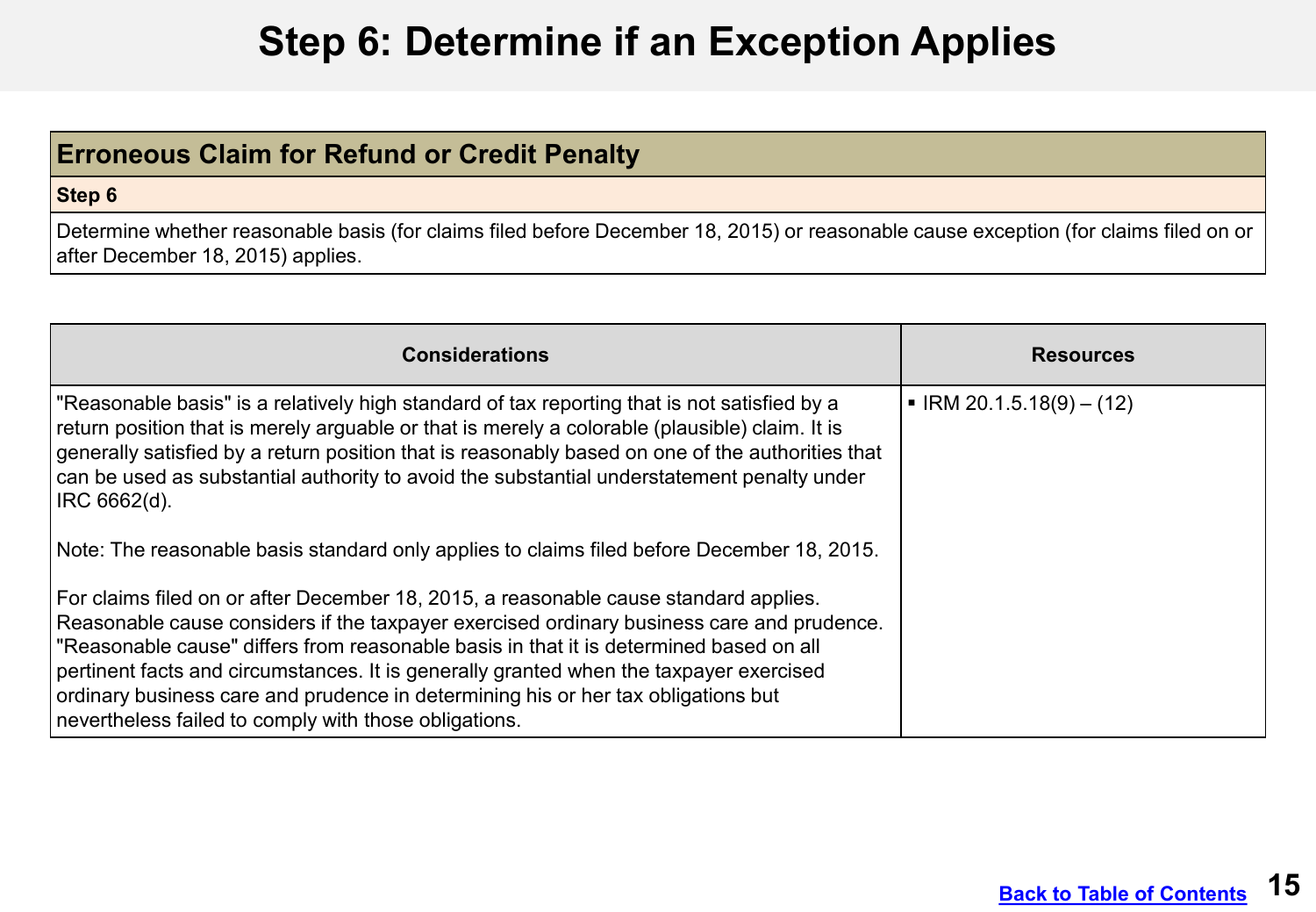# Step 6: Determine if an Exception Applies

| Erroneous Claim for Refund or Credit Penalty |
|---|
| **Step 6** |
| Determine whether reasonable basis (for claims filed before December 18, 2015) or reasonable cause exception (for claims filed on or after December 18, 2015) applies. |

| Considerations | Resources |
|---|---|
| "Reasonable basis" is a relatively high standard of tax reporting that is not satisfied by a return position that is merely arguable or that is merely a colorable (plausible) claim. It is generally satisfied by a return position that is reasonably based on one of the authorities that can be used as substantial authority to avoid the substantial understatement penalty under IRC 6662(d).<br><br>Note: The reasonable basis standard only applies to claims filed before December 18, 2015.<br><br>For claims filed on or after December 18, 2015, a reasonable cause standard applies. Reasonable cause considers if the taxpayer exercised ordinary business care and prudence. "Reasonable cause" differs from reasonable basis in that it is determined based on all pertinent facts and circumstances. It is generally granted when the taxpayer exercised ordinary business care and prudence in determining his or her tax obligations but nevertheless failed to comply with those obligations. | ▪ IRM 20.1.5.18(9) – (12) |

[Back to Table of Contents]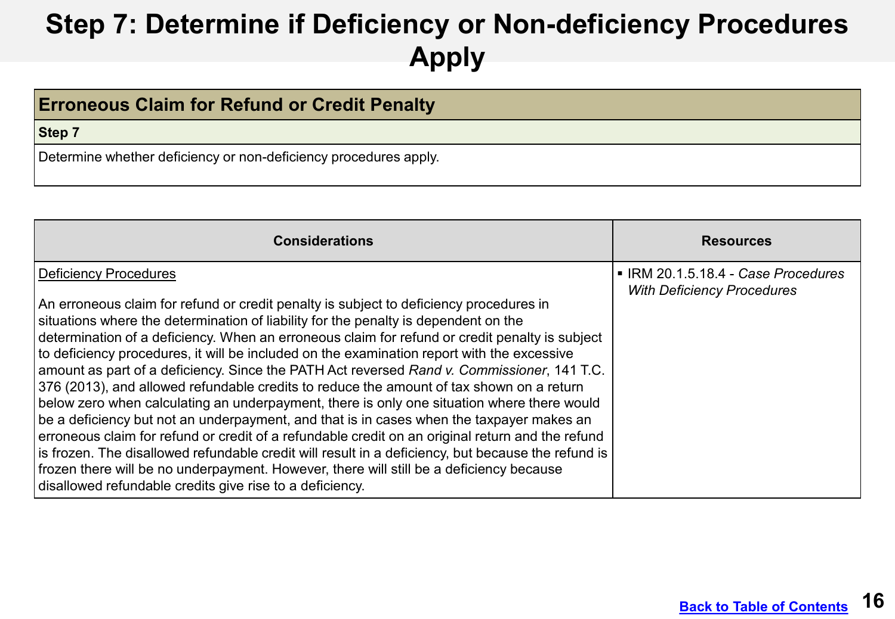# Step 7: Determine if Deficiency or Non-deficiency Procedures Apply

| Erroneous Claim for Refund or Credit Penalty |
|---|
| **Step 7** |
| Determine whether deficiency or non-deficiency procedures apply. |

| Considerations | Resources |
|---|---|
| <u>Deficiency Procedures</u><br><br>An erroneous claim for refund or credit penalty is subject to deficiency procedures in situations where the determination of liability for the penalty is dependent on the determination of a deficiency. When an erroneous claim for refund or credit penalty is subject to deficiency procedures, it will be included on the examination report with the excessive amount as part of a deficiency. Since the PATH Act reversed *Rand v. Commissioner*, 141 T.C. 376 (2013), and allowed refundable credits to reduce the amount of tax shown on a return below zero when calculating an underpayment, there is only one situation where there would be a deficiency but not an underpayment, and that is in cases when the taxpayer makes an erroneous claim for refund or credit of a refundable credit on an original return and the refund is frozen. The disallowed refundable credit will result in a deficiency, but because the refund is frozen there will be no underpayment. However, there will still be a deficiency because disallowed refundable credits give rise to a deficiency. | ▪ IRM 20.1.5.18.4 - *Case Procedures With Deficiency Procedures* |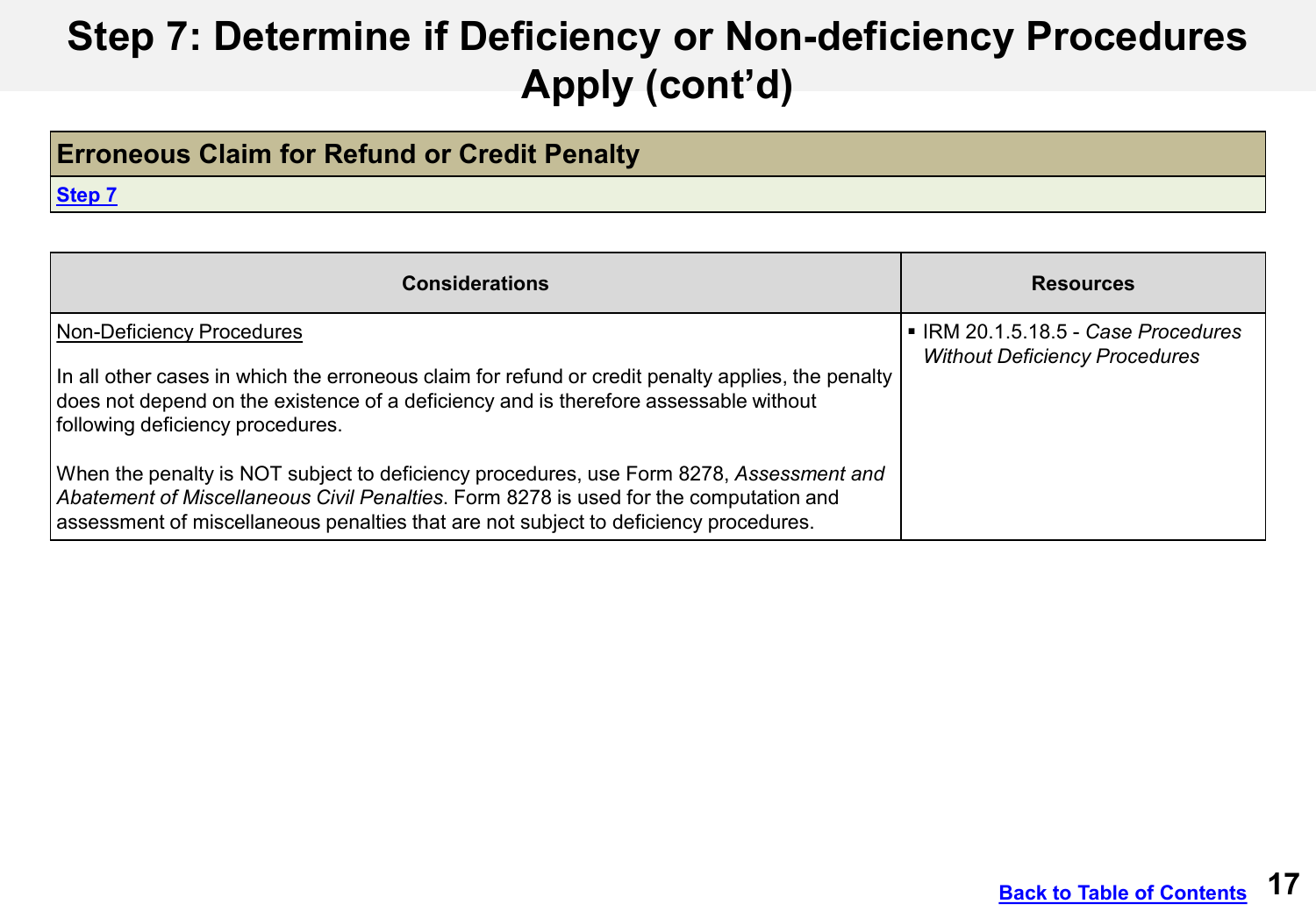# Step 7: Determine if Deficiency or Non-deficiency Procedures Apply (cont'd)

| Erroneous Claim for Refund or Credit Penalty |
|---|
| Step 7 |

| Considerations | Resources |
|---|---|
| Non-Deficiency Procedures<br><br>In all other cases in which the erroneous claim for refund or credit penalty applies, the penalty does not depend on the existence of a deficiency and is therefore assessable without following deficiency procedures.<br><br>When the penalty is NOT subject to deficiency procedures, use Form 8278, *Assessment and Abatement of Miscellaneous Civil Penalties*. Form 8278 is used for the computation and assessment of miscellaneous penalties that are not subject to deficiency procedures. | ▪ IRM 20.1.5.18.5 - *Case Procedures Without Deficiency Procedures* |

Back to Table of Contents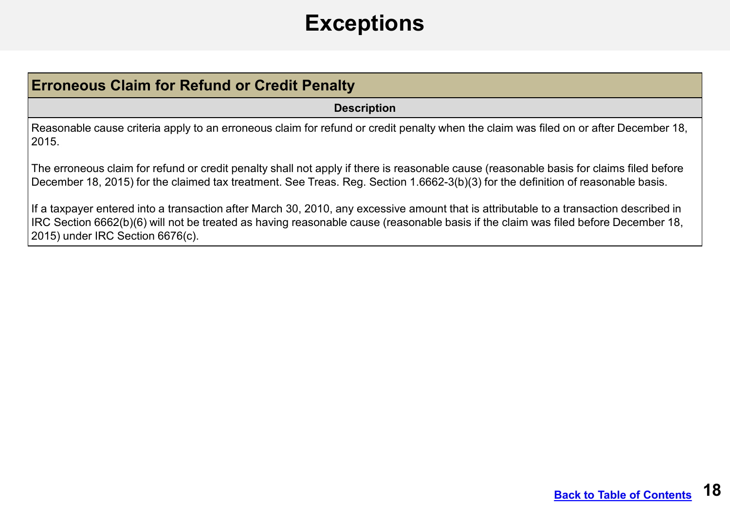# Exceptions

| Erroneous Claim for Refund or Credit Penalty |
|---|
| **Description** |
| Reasonable cause criteria apply to an erroneous claim for refund or credit penalty when the claim was filed on or after December 18, 2015.<br><br>The erroneous claim for refund or credit penalty shall not apply if there is reasonable cause (reasonable basis for claims filed before December 18, 2015) for the claimed tax treatment. See Treas. Reg. Section 1.6662-3(b)(3) for the definition of reasonable basis.<br><br>If a taxpayer entered into a transaction after March 30, 2010, any excessive amount that is attributable to a transaction described in IRC Section 6662(b)(6) will not be treated as having reasonable cause (reasonable basis if the claim was filed before December 18, 2015) under IRC Section 6676(c). |

[Back to Table of Contents]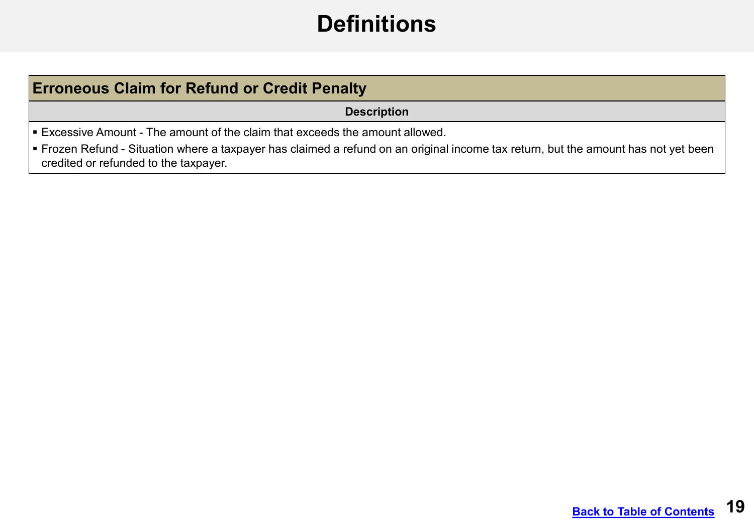# Definitions

| Erroneous Claim for Refund or Credit Penalty |
| --- |
| **Description** |
| ▪ Excessive Amount - The amount of the claim that exceeds the amount allowed.<br>▪ Frozen Refund - Situation where a taxpayer has claimed a refund on an original income tax return, but the amount has not yet been credited or refunded to the taxpayer. |

[Back to Table of Contents]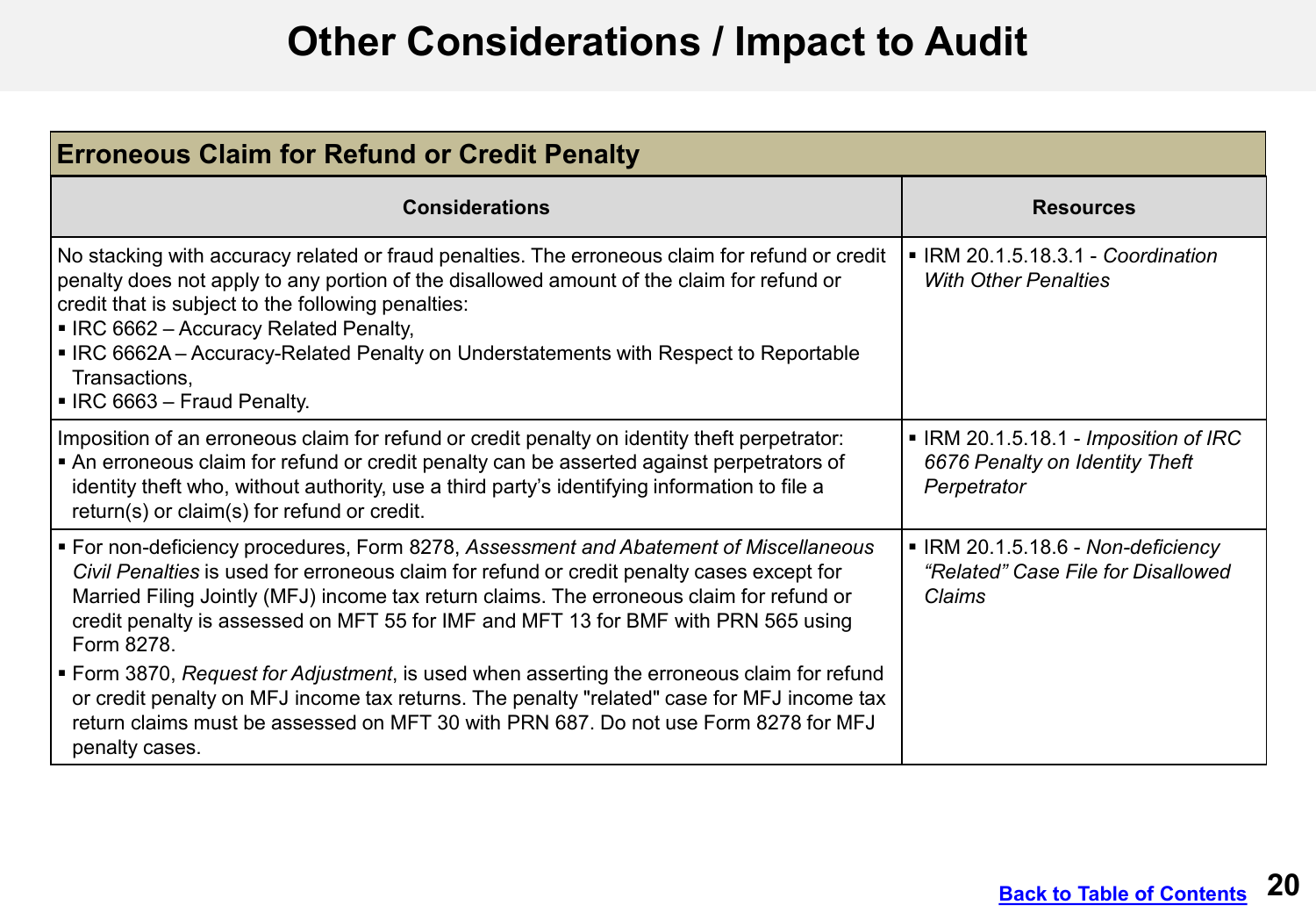# Other Considerations / Impact to Audit

## Erroneous Claim for Refund or Credit Penalty

| Considerations | Resources |
| --- | --- |
| No stacking with accuracy related or fraud penalties. The erroneous claim for refund or credit penalty does not apply to any portion of the disallowed amount of the claim for refund or credit that is subject to the following penalties:<br>▪ IRC 6662 – Accuracy Related Penalty,<br>▪ IRC 6662A – Accuracy-Related Penalty on Understatements with Respect to Reportable Transactions,<br>▪ IRC 6663 – Fraud Penalty. | ▪ IRM 20.1.5.18.3.1 - *Coordination With Other Penalties* |
| Imposition of an erroneous claim for refund or credit penalty on identity theft perpetrator:<br>▪ An erroneous claim for refund or credit penalty can be asserted against perpetrators of identity theft who, without authority, use a third party's identifying information to file a return(s) or claim(s) for refund or credit. | ▪ IRM 20.1.5.18.1 - *Imposition of IRC 6676 Penalty on Identity Theft Perpetrator* |
| ▪ For non-deficiency procedures, Form 8278, *Assessment and Abatement of Miscellaneous Civil Penalties* is used for erroneous claim for refund or credit penalty cases except for Married Filing Jointly (MFJ) income tax return claims. The erroneous claim for refund or credit penalty is assessed on MFT 55 for IMF and MFT 13 for BMF with PRN 565 using Form 8278.<br>▪ Form 3870, *Request for Adjustment*, is used when asserting the erroneous claim for refund or credit penalty on MFJ income tax returns. The penalty "related" case for MFJ income tax return claims must be assessed on MFT 30 with PRN 687. Do not use Form 8278 for MFJ penalty cases. | ▪ IRM 20.1.5.18.6 - *Non-deficiency "Related" Case File for Disallowed Claims* |

Back to Table of Contents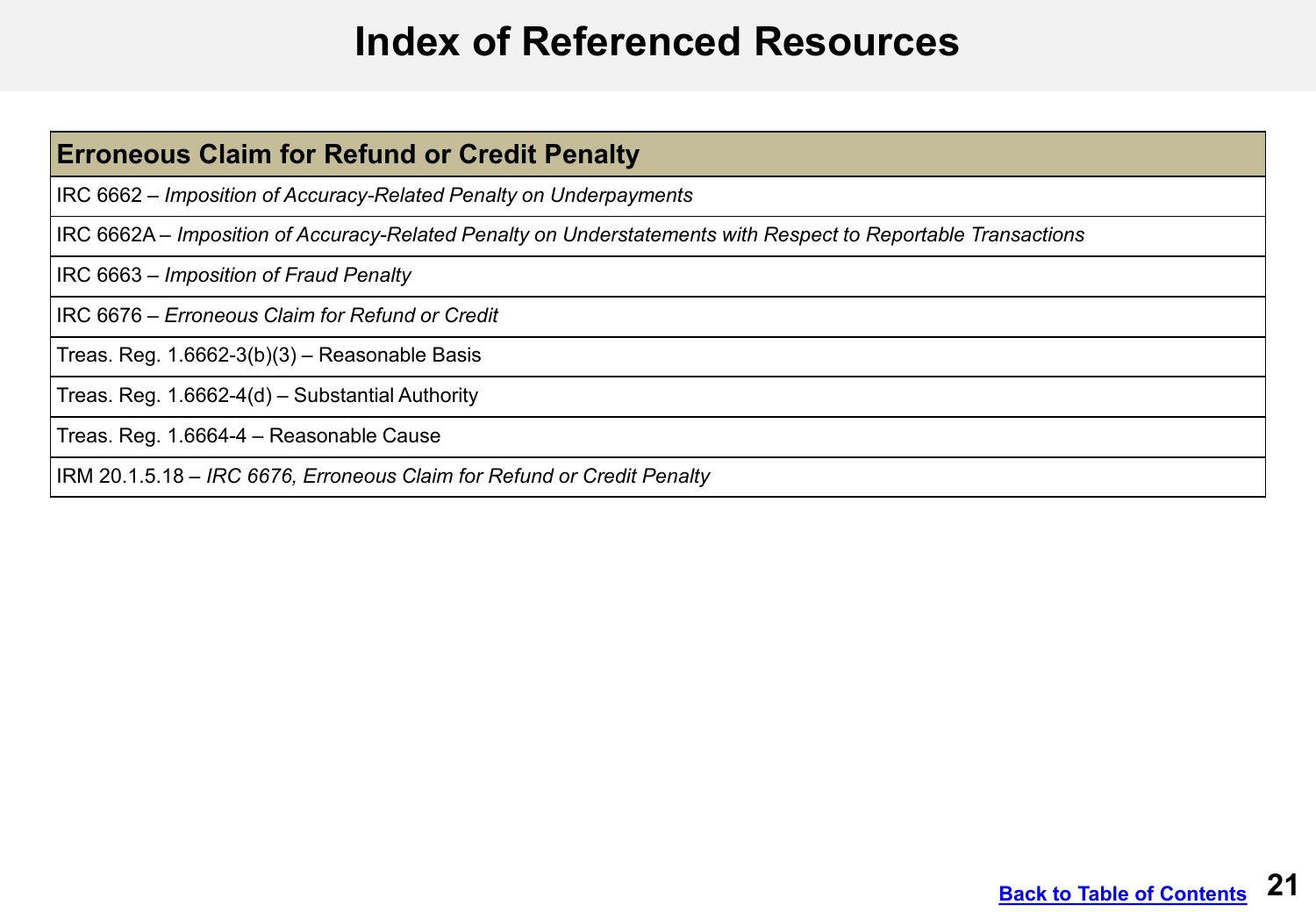# Index of Referenced Resources

| Erroneous Claim for Refund or Credit Penalty |
|---|
| IRC 6662 – *Imposition of Accuracy-Related Penalty on Underpayments* |
| IRC 6662A – *Imposition of Accuracy-Related Penalty on Understatements with Respect to Reportable Transactions* |
| IRC 6663 – *Imposition of Fraud Penalty* |
| IRC 6676 – *Erroneous Claim for Refund or Credit* |
| Treas. Reg. 1.6662-3(b)(3) – Reasonable Basis |
| Treas. Reg. 1.6662-4(d) – Substantial Authority |
| Treas. Reg. 1.6664-4 – Reasonable Cause |
| IRM 20.1.5.18 – *IRC 6676, Erroneous Claim for Refund or Credit Penalty* |

[Back to Table of Contents]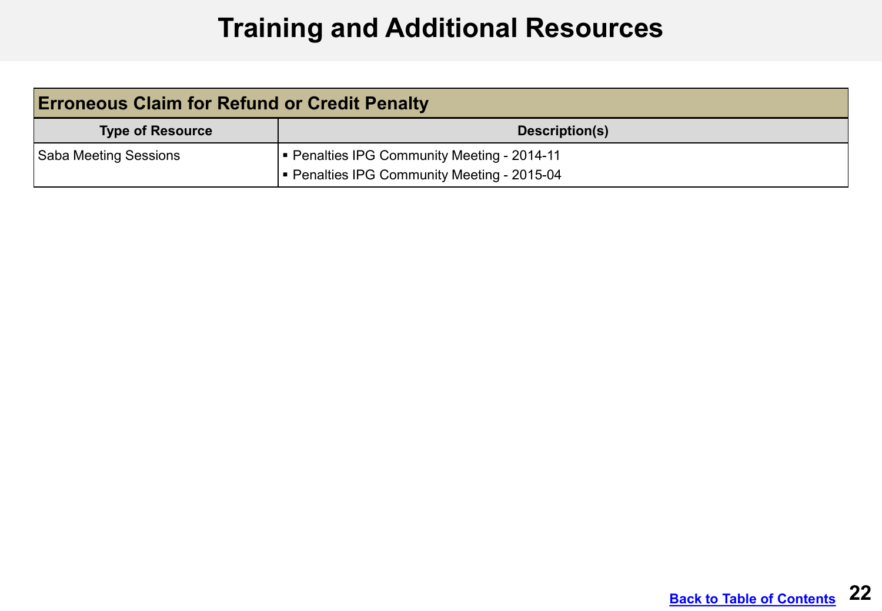# Training and Additional Resources

| Erroneous Claim for Refund or Credit Penalty | |
|---|---|
| **Type of Resource** | **Description(s)** |
| Saba Meeting Sessions | ▪ Penalties IPG Community Meeting - 2014-11<br>▪ Penalties IPG Community Meeting - 2015-04 |

Back to Table of Contents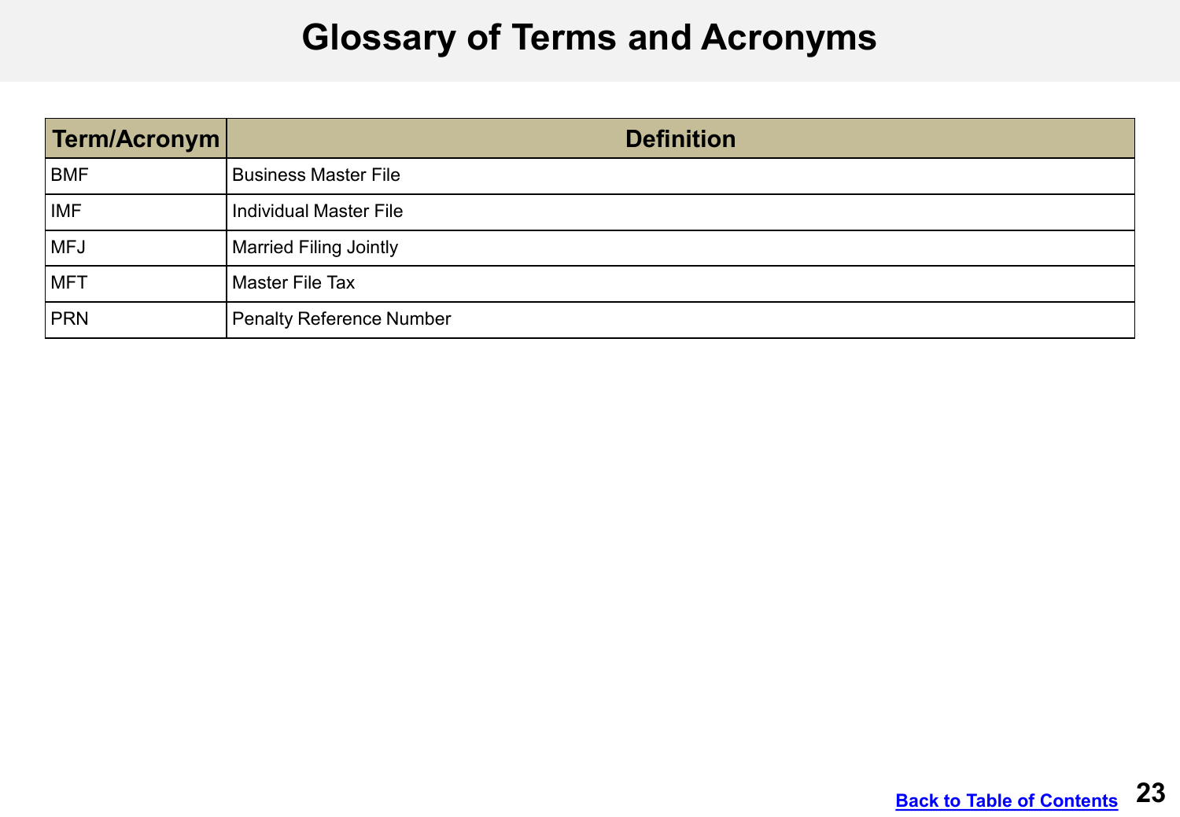# Glossary of Terms and Acronyms

| Term/Acronym | Definition |
|---|---|
| BMF | Business Master File |
| IMF | Individual Master File |
| MFJ | Married Filing Jointly |
| MFT | Master File Tax |
| PRN | Penalty Reference Number |

Back to Table of Contents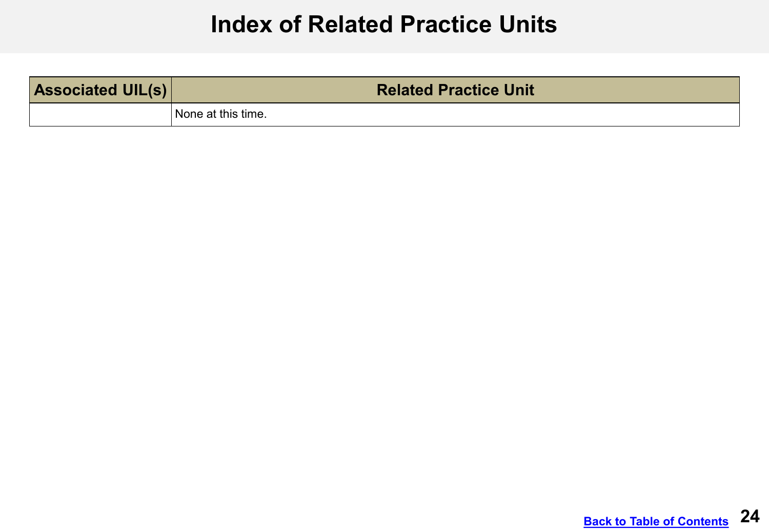# Index of Related Practice Units

| Associated UIL(s) | Related Practice Unit |
| --- | --- |
| | None at this time. |

[Back to Table of Contents]